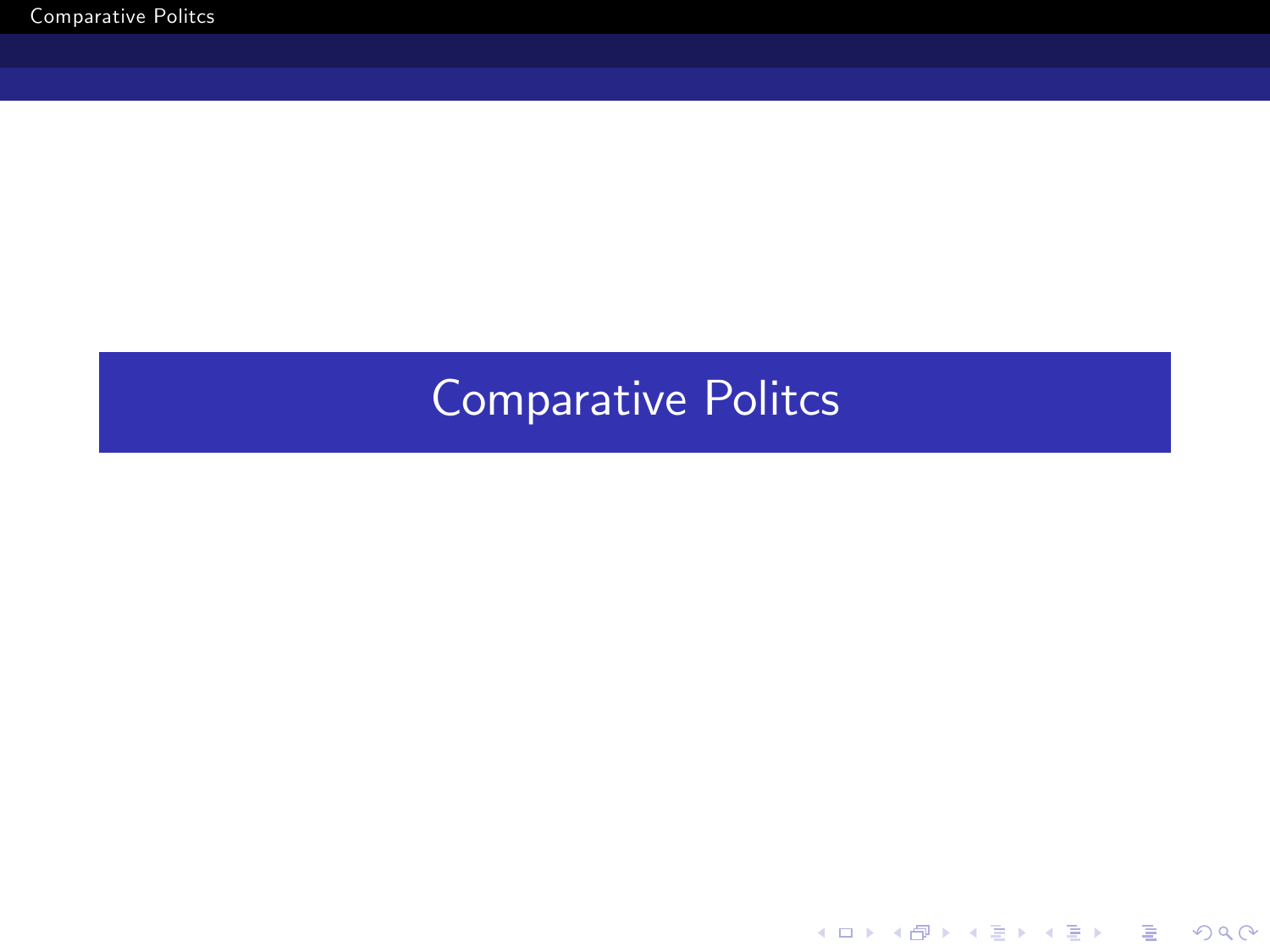# Comparative Politcs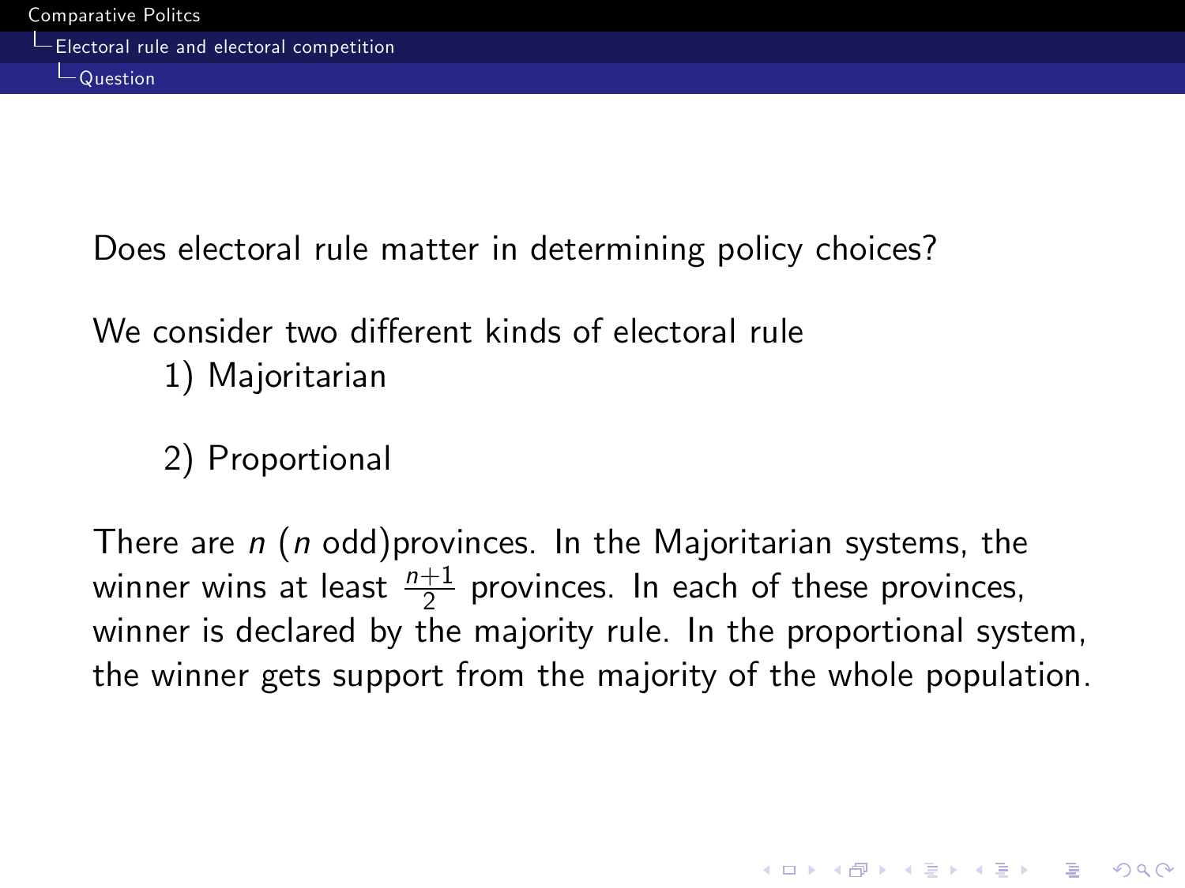Does electoral rule matter in determining policy choices?

We consider two different kinds of electoral rule

1) Majoritarian

2) Proportional

There are $n$ ($n$ odd)provinces. In the Majoritarian systems, the winner wins at least $\frac{n+1}{2}$ provinces. In each of these provinces, winner is declared by the majority rule. In the proportional system, the winner gets support from the majority of the whole population.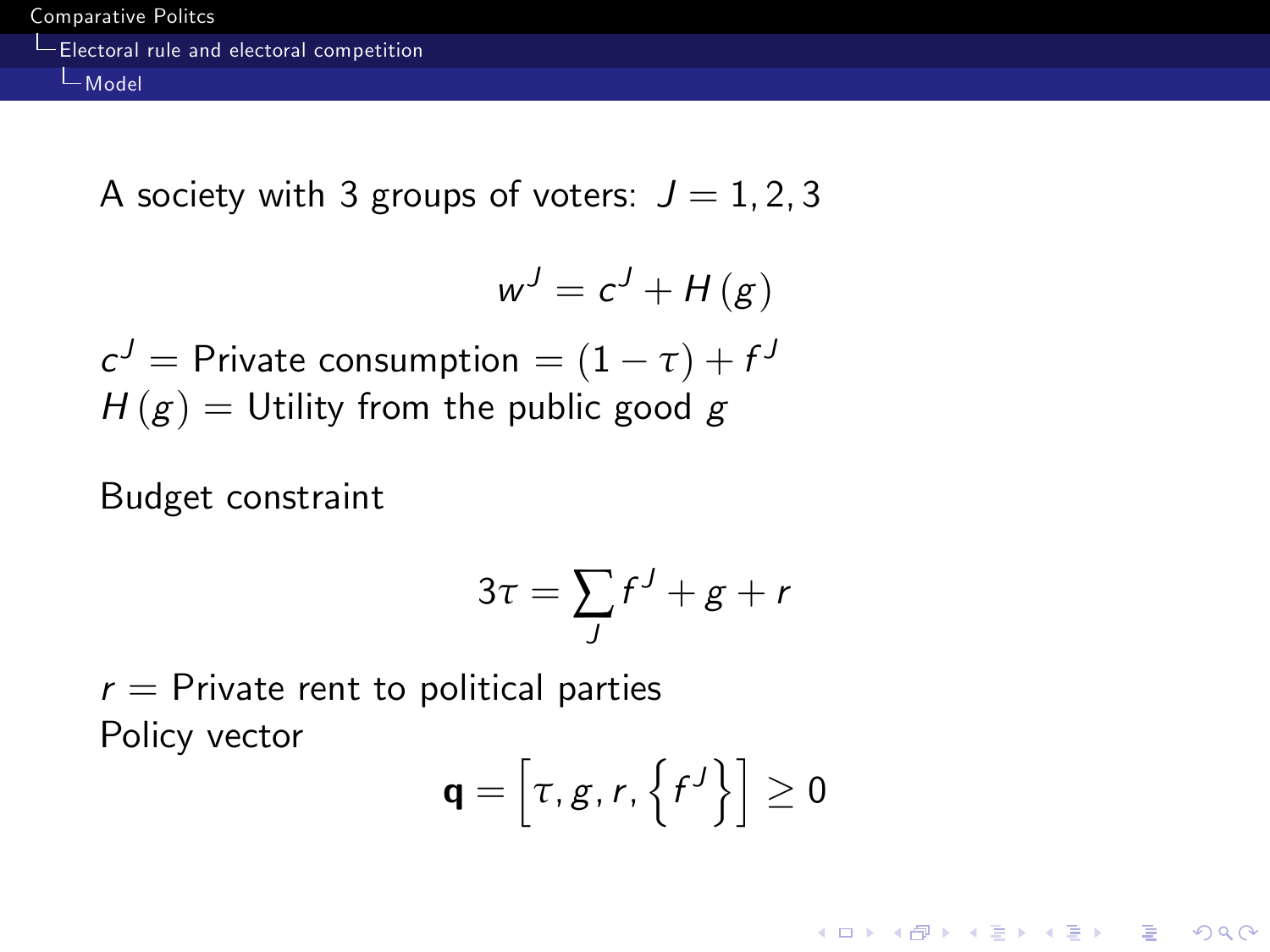A society with 3 groups of voters: $J = 1, 2, 3$

$$w^J = c^J + H(g)$$

$c^J =$ Private consumption $= (1 - \tau) + f^J$
$H(g) =$ Utility from the public good $g$

Budget constraint

$$3\tau = \sum_J f^J + g + r$$

$r =$ Private rent to political parties
Policy vector

$$\mathbf{q} = \left[\tau, g, r, \left\{f^J\right\}\right] \geq 0$$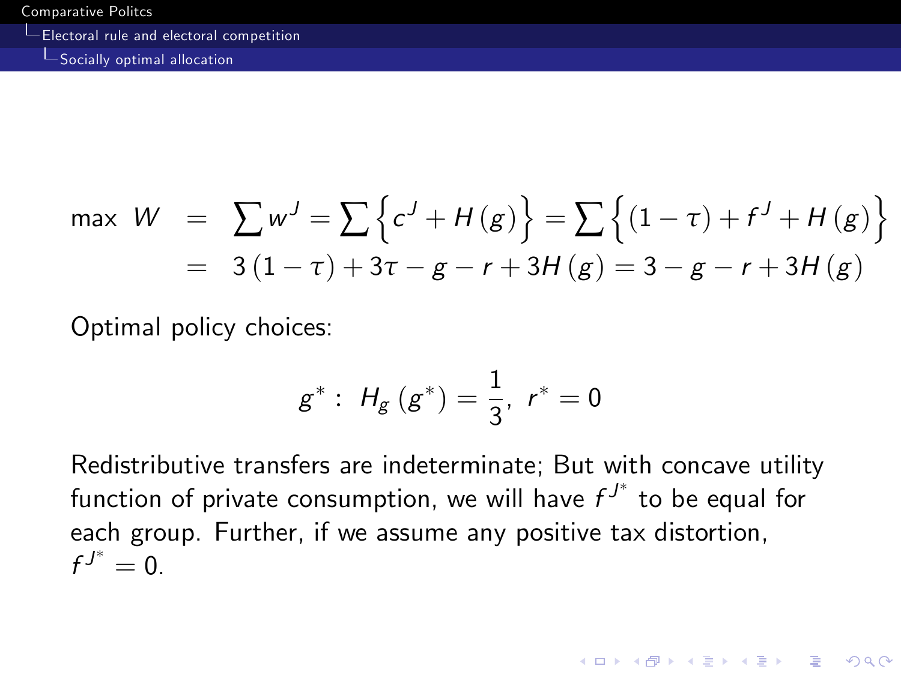$$
\begin{aligned}
\max\ W &= \sum w^J = \sum \left\{ c^J + H(g) \right\} = \sum \left\{ (1-\tau) + f^J + H(g) \right\} \\
&= 3(1-\tau) + 3\tau - g - r + 3H(g) = 3 - g - r + 3H(g)
\end{aligned}
$$

Optimal policy choices:

$$
g^* :\ H_g(g^*) = \frac{1}{3},\ r^* = 0
$$

Redistributive transfers are indeterminate; But with concave utility function of private consumption, we will have $f^{J^*}$ to be equal for each group. Further, if we assume any positive tax distortion, $f^{J^*} = 0$.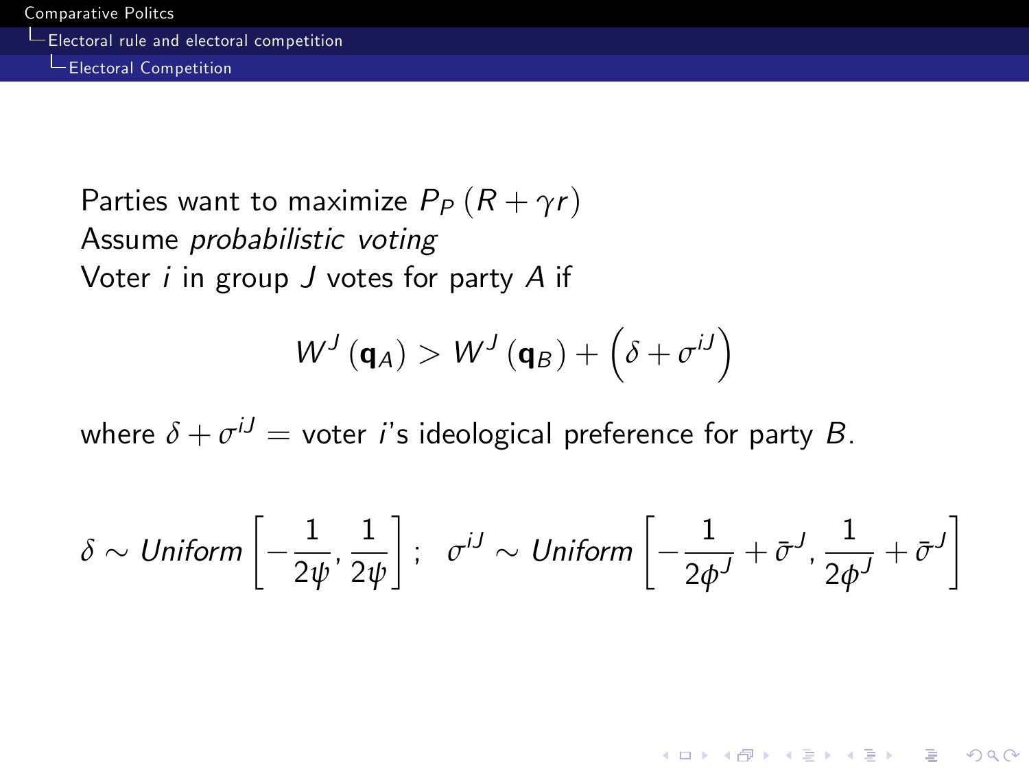Parties want to maximize $P_P\left(R + \gamma r\right)$

Assume *probabilistic voting*

Voter $i$ in group $J$ votes for party $A$ if

$$W^J\left(\mathbf{q}_A\right) > W^J\left(\mathbf{q}_B\right) + \left(\delta + \sigma^{iJ}\right)$$

where $\delta + \sigma^{iJ} =$ voter $i$'s ideological preference for party $B$.

$$\delta \sim Uniform\left[-\frac{1}{2\psi}, \frac{1}{2\psi}\right]; \quad \sigma^{iJ} \sim Uniform\left[-\frac{1}{2\phi^J} + \bar{\sigma}^J, \frac{1}{2\phi^J} + \bar{\sigma}^J\right]$$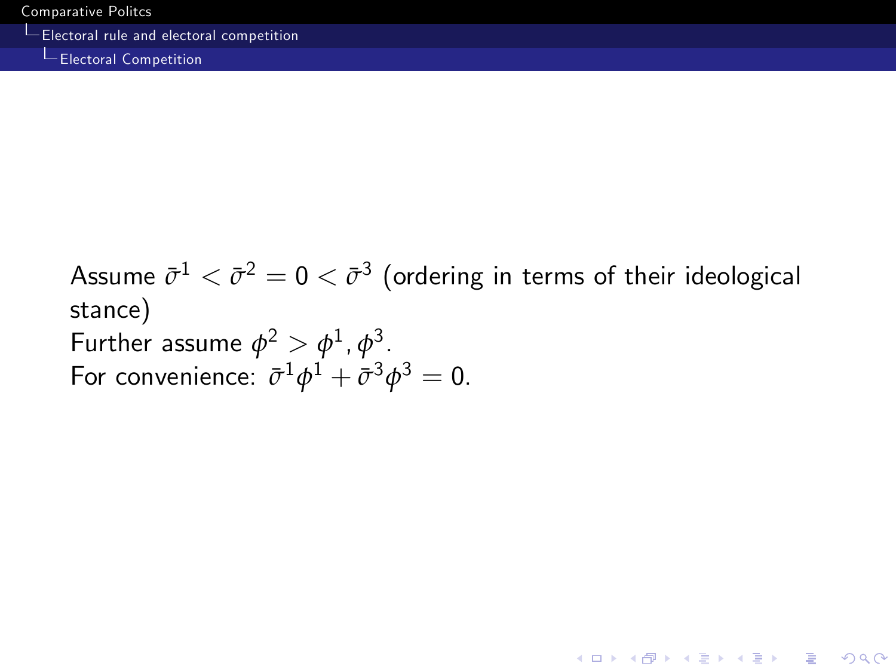Assume $\bar{\sigma}^1 < \bar{\sigma}^2 = 0 < \bar{\sigma}^3$ (ordering in terms of their ideological stance)

Further assume $\phi^2 > \phi^1, \phi^3$.

For convenience: $\bar{\sigma}^1 \phi^1 + \bar{\sigma}^3 \phi^3 = 0$.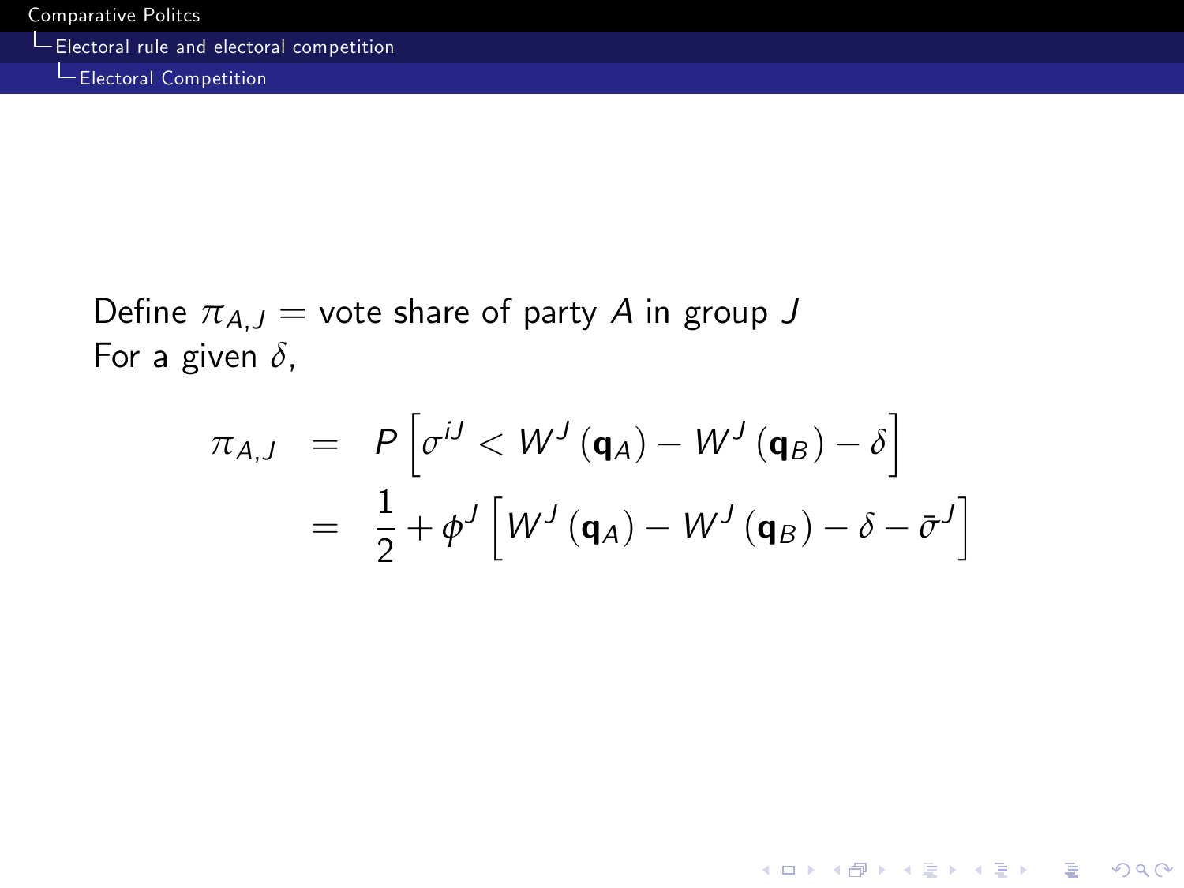Define $\pi_{A,J} =$ vote share of party $A$ in group $J$
For a given $\delta$,

$$
\begin{aligned}
\pi_{A,J} &= P\left[\sigma^{iJ} < W^J\left(\mathbf{q}_A\right) - W^J\left(\mathbf{q}_B\right) - \delta\right] \\
&= \frac{1}{2} + \phi^J\left[W^J\left(\mathbf{q}_A\right) - W^J\left(\mathbf{q}_B\right) - \delta - \bar{\sigma}^J\right]
\end{aligned}
$$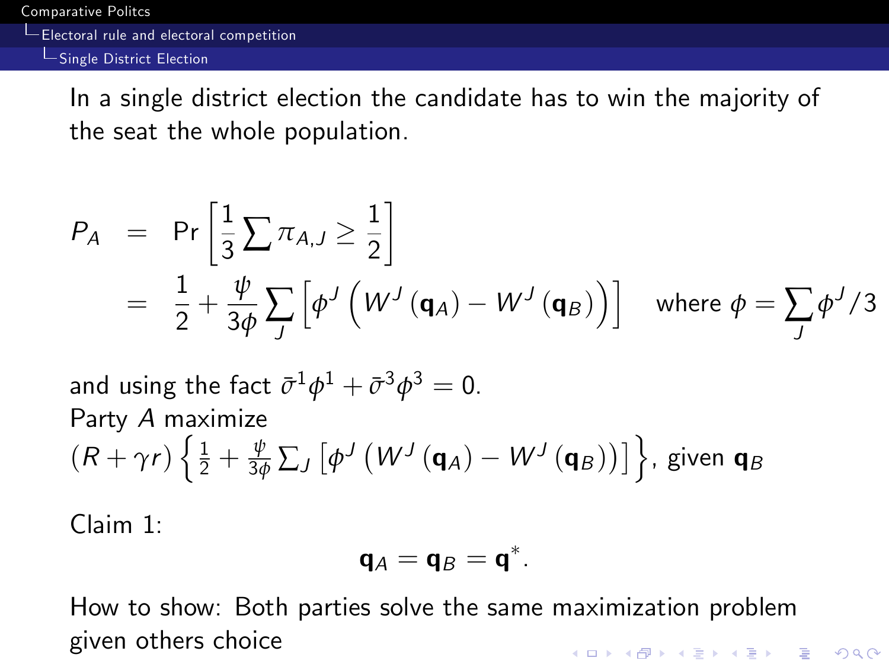In a single district election the candidate has to win the majority of the seat the whole population.

$$
\begin{aligned}
P_A &= \Pr\left[\frac{1}{3}\sum \pi_{A,J} \geq \frac{1}{2}\right] \\
&= \frac{1}{2} + \frac{\psi}{3\phi}\sum_J \left[\phi^J \left(W^J(\mathbf{q}_A) - W^J(\mathbf{q}_B)\right)\right] \quad \text{where } \phi = \sum_J \phi^J/3
\end{aligned}
$$

and using the fact $\bar{\sigma}^1\phi^1 + \bar{\sigma}^3\phi^3 = 0$.

Party $A$ maximize

$(R + \gamma r)\left\{\frac{1}{2} + \frac{\psi}{3\phi}\sum_J \left[\phi^J \left(W^J(\mathbf{q}_A) - W^J(\mathbf{q}_B)\right)\right]\right\}$, given $\mathbf{q}_B$

Claim 1:

$$\mathbf{q}_A = \mathbf{q}_B = \mathbf{q}^*.$$

How to show: Both parties solve the same maximization problem given others choice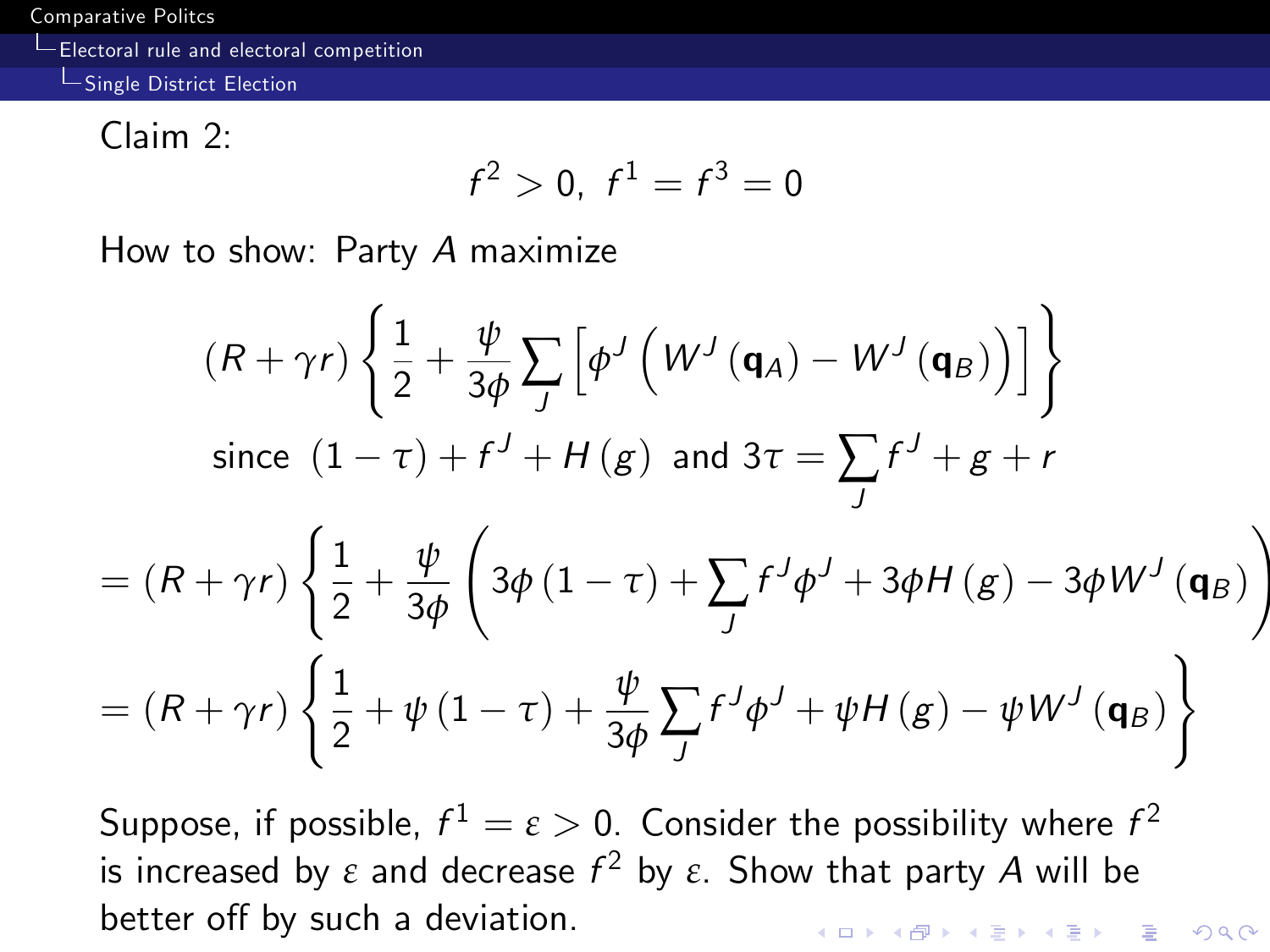Claim 2:

$$f^2 > 0, \; f^1 = f^3 = 0$$

How to show: Party $A$ maximize

$$(R + \gamma r) \left\{ \frac{1}{2} + \frac{\psi}{3\phi} \sum_J \left[ \phi^J \left( W^J(\mathbf{q}_A) - W^J(\mathbf{q}_B) \right) \right] \right\}$$

$$\text{since } (1 - \tau) + f^J + H(g) \text{ and } 3\tau = \sum_J f^J + g + r$$

$$= (R + \gamma r) \left\{ \frac{1}{2} + \frac{\psi}{3\phi} \left( 3\phi(1 - \tau) + \sum_J f^J \phi^J + 3\phi H(g) - 3\phi W^J(\mathbf{q}_B) \right) \right.$$

$$= (R + \gamma r) \left\{ \frac{1}{2} + \psi(1 - \tau) + \frac{\psi}{3\phi} \sum_J f^J \phi^J + \psi H(g) - \psi W^J(\mathbf{q}_B) \right\}$$

Suppose, if possible, $f^1 = \varepsilon > 0$. Consider the possibility where $f^2$ is increased by $\varepsilon$ and decrease $f^2$ by $\varepsilon$. Show that party $A$ will be better off by such a deviation.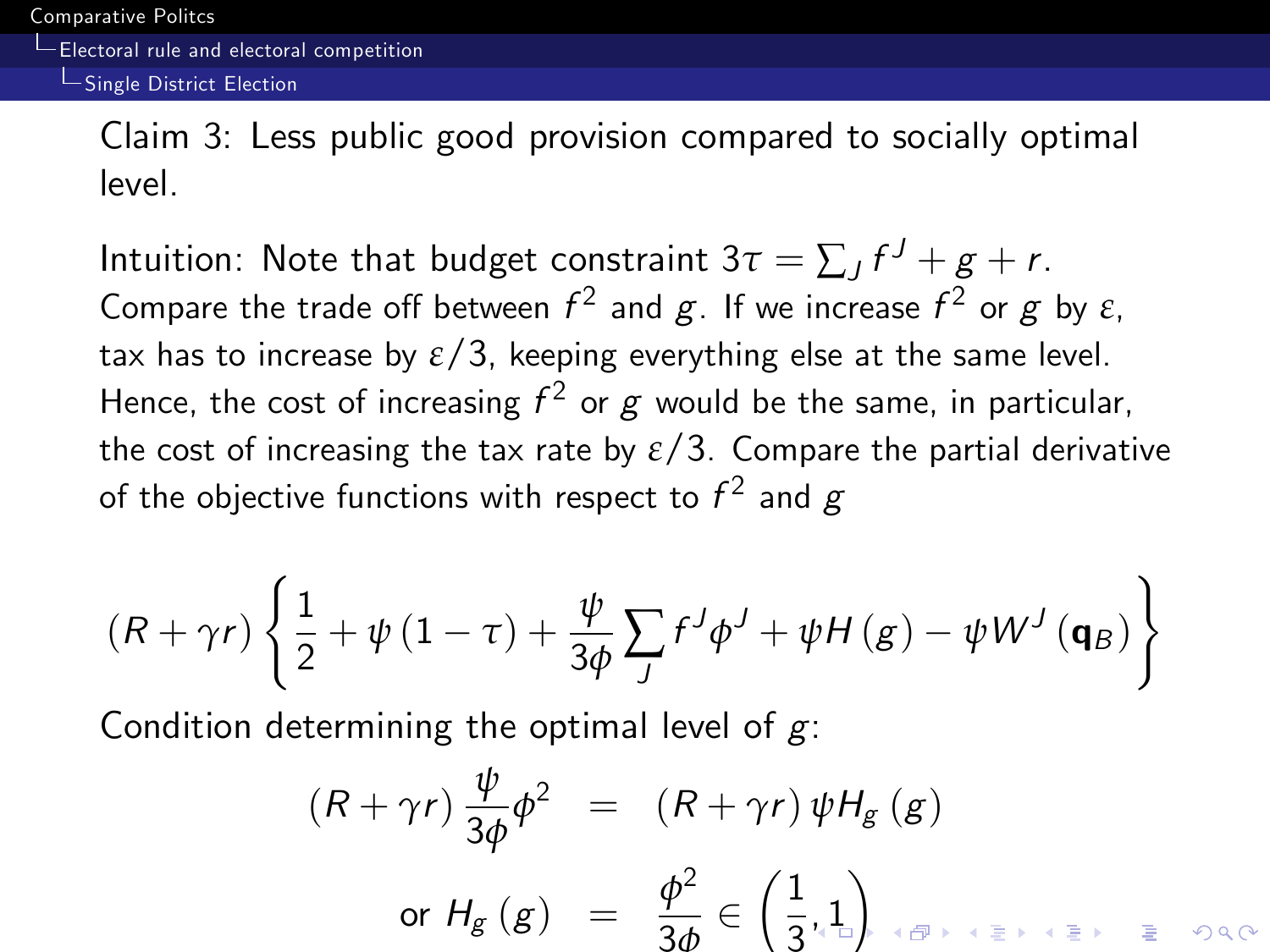Claim 3: Less public good provision compared to socially optimal level.

Intuition: Note that budget constraint $3\tau = \sum_J f^J + g + r$. Compare the trade off between $f^2$ and $g$. If we increase $f^2$ or $g$ by $\varepsilon$, tax has to increase by $\varepsilon/3$, keeping everything else at the same level. Hence, the cost of increasing $f^2$ or $g$ would be the same, in particular, the cost of increasing the tax rate by $\varepsilon/3$. Compare the partial derivative of the objective functions with respect to $f^2$ and $g$

$$(R + \gamma r) \left\{ \frac{1}{2} + \psi (1 - \tau) + \frac{\psi}{3\phi} \sum_J f^J \phi^J + \psi H(g) - \psi W^J (\mathbf{q}_B) \right\}$$

Condition determining the optimal level of $g$:

$$
\begin{aligned}
(R + \gamma r) \frac{\psi}{3\phi} \phi^2 &= (R + \gamma r) \psi H_g(g) \\
\text{or } H_g(g) &= \frac{\phi^2}{3\phi} \in \left( \frac{1}{3}, 1 \right)
\end{aligned}
$$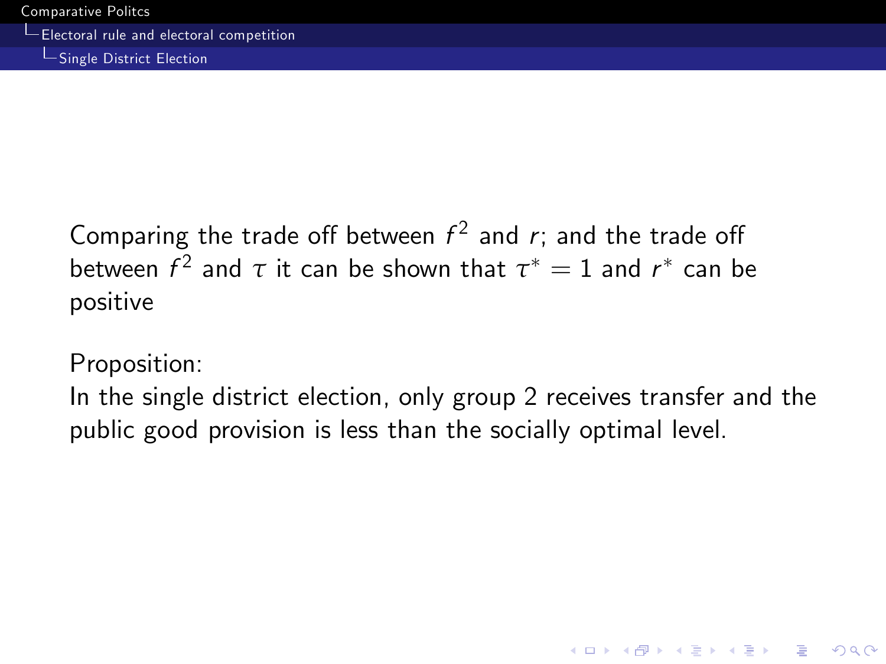Comparing the trade off between $f^2$ and $r$; and the trade off between $f^2$ and $\tau$ it can be shown that $\tau^* = 1$ and $r^*$ can be positive

Proposition:
In the single district election, only group 2 receives transfer and the public good provision is less than the socially optimal level.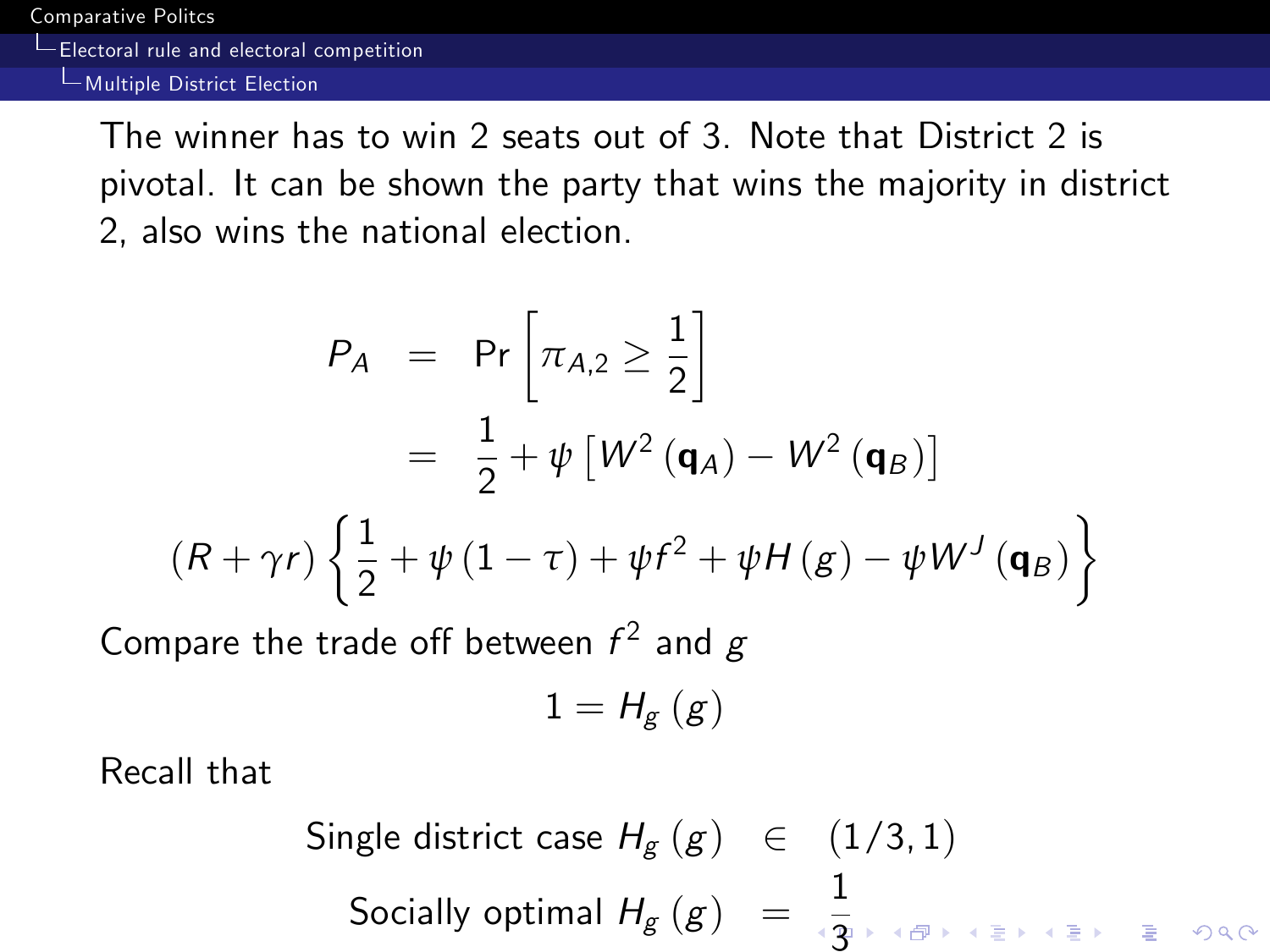The winner has to win 2 seats out of 3. Note that District 2 is pivotal. It can be shown the party that wins the majority in district 2, also wins the national election.

$$
\begin{aligned}
P_A &= \Pr\left[\pi_{A,2} \geq \frac{1}{2}\right] \\
&= \frac{1}{2} + \psi\left[W^2(\mathbf{q}_A) - W^2(\mathbf{q}_B)\right]
\end{aligned}
$$

$$
(R + \gamma r)\left\{\frac{1}{2} + \psi(1-\tau) + \psi f^2 + \psi H(g) - \psi W^J(\mathbf{q}_B)\right\}
$$

Compare the trade off between $f^2$ and $g$

$$
1 = H_g(g)
$$

Recall that

$$
\begin{aligned}
\text{Single district case } H_g(g) &\in (1/3, 1) \\
\text{Socially optimal } H_g(g) &= \frac{1}{3}
\end{aligned}
$$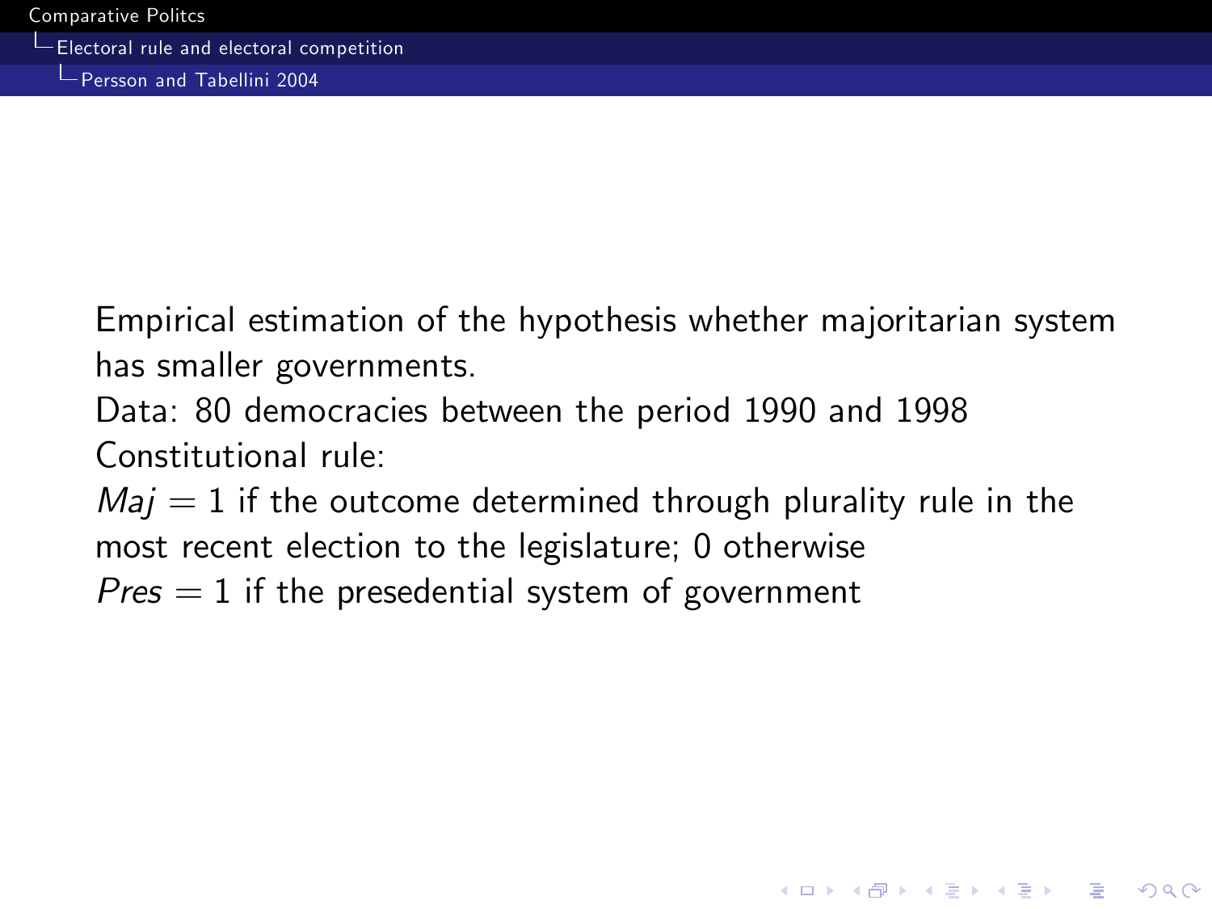Empirical estimation of the hypothesis whether majoritarian system has smaller governments.

Data: 80 democracies between the period 1990 and 1998

Constitutional rule:

$Maj = 1$ if the outcome determined through plurality rule in the most recent election to the legislature; 0 otherwise

$Pres = 1$ if the presedential system of government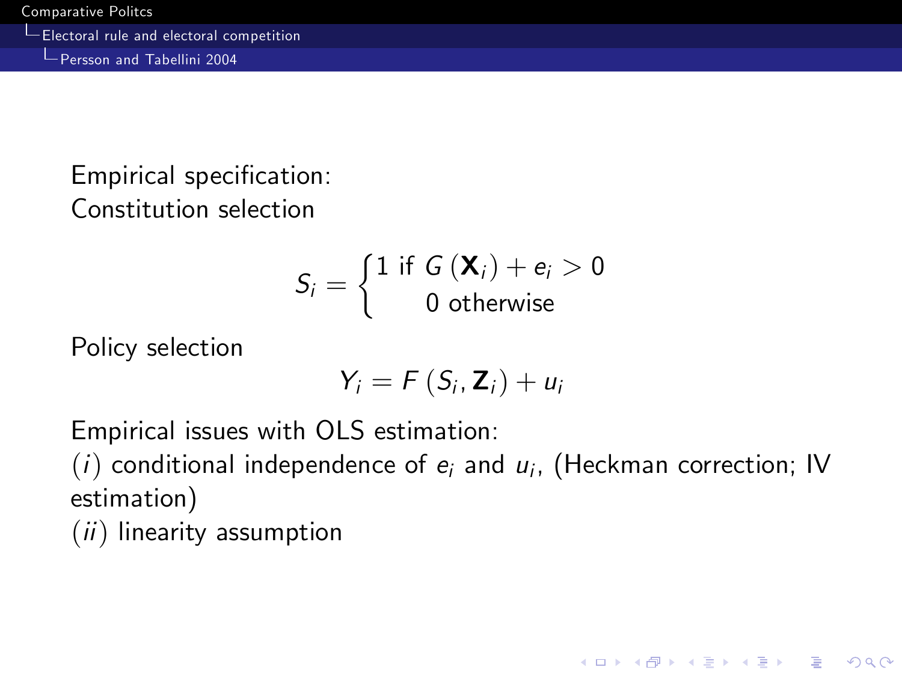Empirical specification:
Constitution selection

$$S_i = \begin{cases} 1 \text{ if } G(\mathbf{X}_i) + e_i > 0 \\ 0 \text{ otherwise} \end{cases}$$

Policy selection

$$Y_i = F(S_i, \mathbf{Z}_i) + u_i$$

Empirical issues with OLS estimation:
$(i)$ conditional independence of $e_i$ and $u_i$, (Heckman correction; IV estimation)
$(ii)$ linearity assumption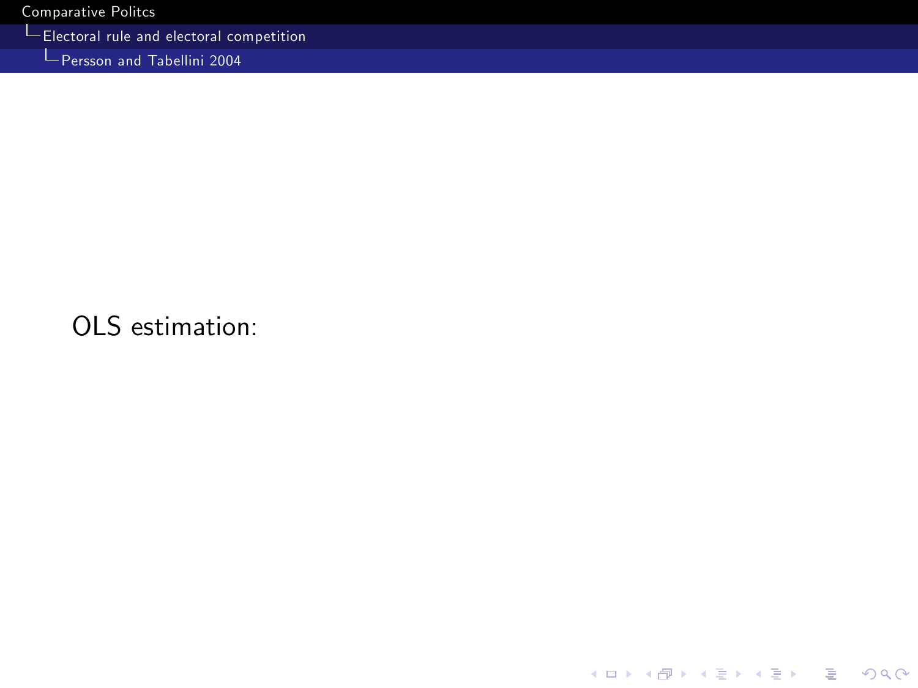OLS estimation: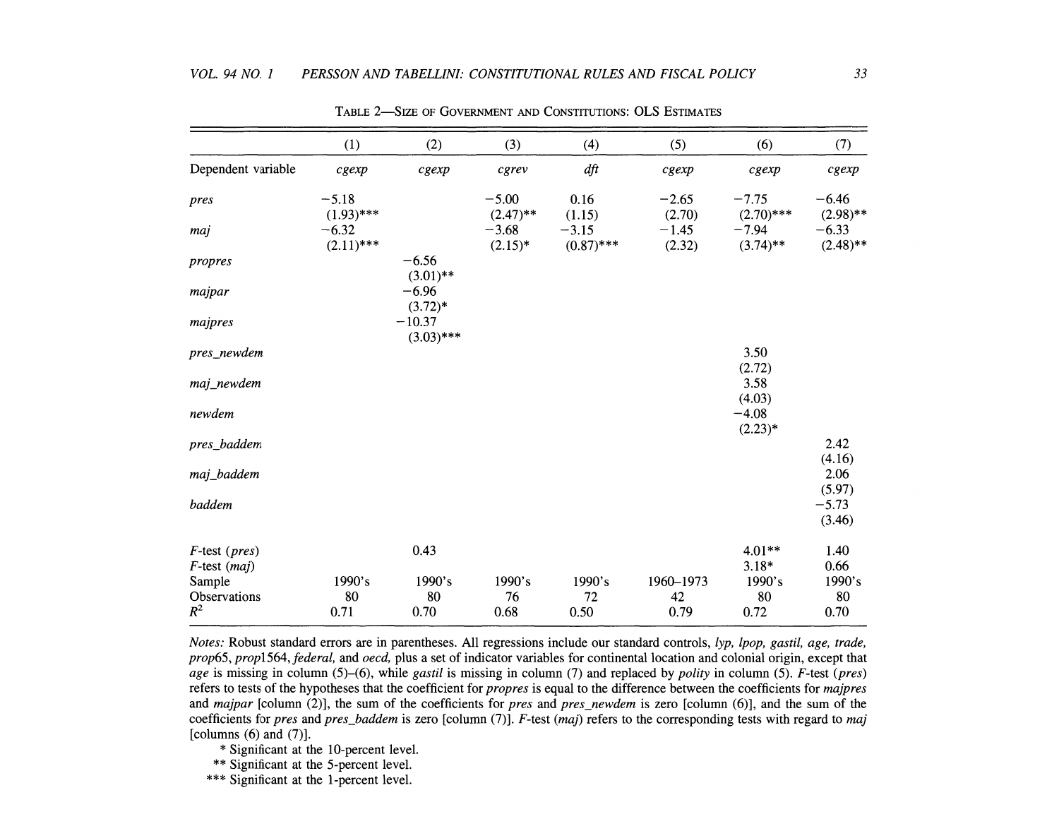TABLE 2—SIZE OF GOVERNMENT AND CONSTITUTIONS: OLS ESTIMATES

| | (1) | (2) | (3) | (4) | (5) | (6) | (7) |
|---|---|---|---|---|---|---|---|
| Dependent variable | *cgexp* | *cgexp* | *cgrev* | *dft* | *cgexp* | *cgexp* | *cgexp* |
| *pres* | −5.18 | | −5.00 | 0.16 | −2.65 | −7.75 | −6.46 |
| | (1.93)*** | | (2.47)** | (1.15) | (2.70) | (2.70)*** | (2.98)** |
| *maj* | −6.32 | | −3.68 | −3.15 | −1.45 | −7.94 | −6.33 |
| | (2.11)*** | | (2.15)* | (0.87)*** | (2.32) | (3.74)** | (2.48)** |
| *propres* | | −6.56 | | | | | |
| | | (3.01)** | | | | | |
| *majpar* | | −6.96 | | | | | |
| | | (3.72)* | | | | | |
| *majpres* | | −10.37 | | | | | |
| | | (3.03)*** | | | | | |
| *pres_newdem* | | | | | | 3.50 | |
| | | | | | | (2.72) | |
| *maj_newdem* | | | | | | 3.58 | |
| | | | | | | (4.03) | |
| *newdem* | | | | | | −4.08 | |
| | | | | | | (2.23)* | |
| *pres_baddem* | | | | | | | 2.42 |
| | | | | | | | (4.16) |
| *maj_baddem* | | | | | | | 2.06 |
| | | | | | | | (5.97) |
| *baddem* | | | | | | | −5.73 |
| | | | | | | | (3.46) |
| *F*-test (*pres*) | | 0.43 | | | | 4.01** | 1.40 |
| *F*-test (*maj*) | | | | | | 3.18* | 0.66 |
| Sample | 1990's | 1990's | 1990's | 1990's | 1960–1973 | 1990's | 1990's |
| Observations | 80 | 80 | 76 | 72 | 42 | 80 | 80 |
| $R^2$ | 0.71 | 0.70 | 0.68 | 0.50 | 0.79 | 0.72 | 0.70 |

*Notes:* Robust standard errors are in parentheses. All regressions include our standard controls, *lyp, lpop, gastil, age, trade, prop65, prop1564, federal,* and *oecd,* plus a set of indicator variables for continental location and colonial origin, except that *age* is missing in column (5)–(6), while *gastil* is missing in column (7) and replaced by *polity* in column (5). *F*-test (*pres*) refers to tests of the hypotheses that the coefficient for *propres* is equal to the difference between the coefficients for *majpres* and *majpar* [column (2)], the sum of the coefficients for *pres* and *pres_newdem* is zero [column (6)], and the sum of the coefficients for *pres* and *pres_baddem* is zero [column (7)]. *F*-test (*maj*) refers to the corresponding tests with regard to *maj* [columns (6) and (7)].

\* Significant at the 10-percent level.

\*\* Significant at the 5-percent level.

\*\*\* Significant at the 1-percent level.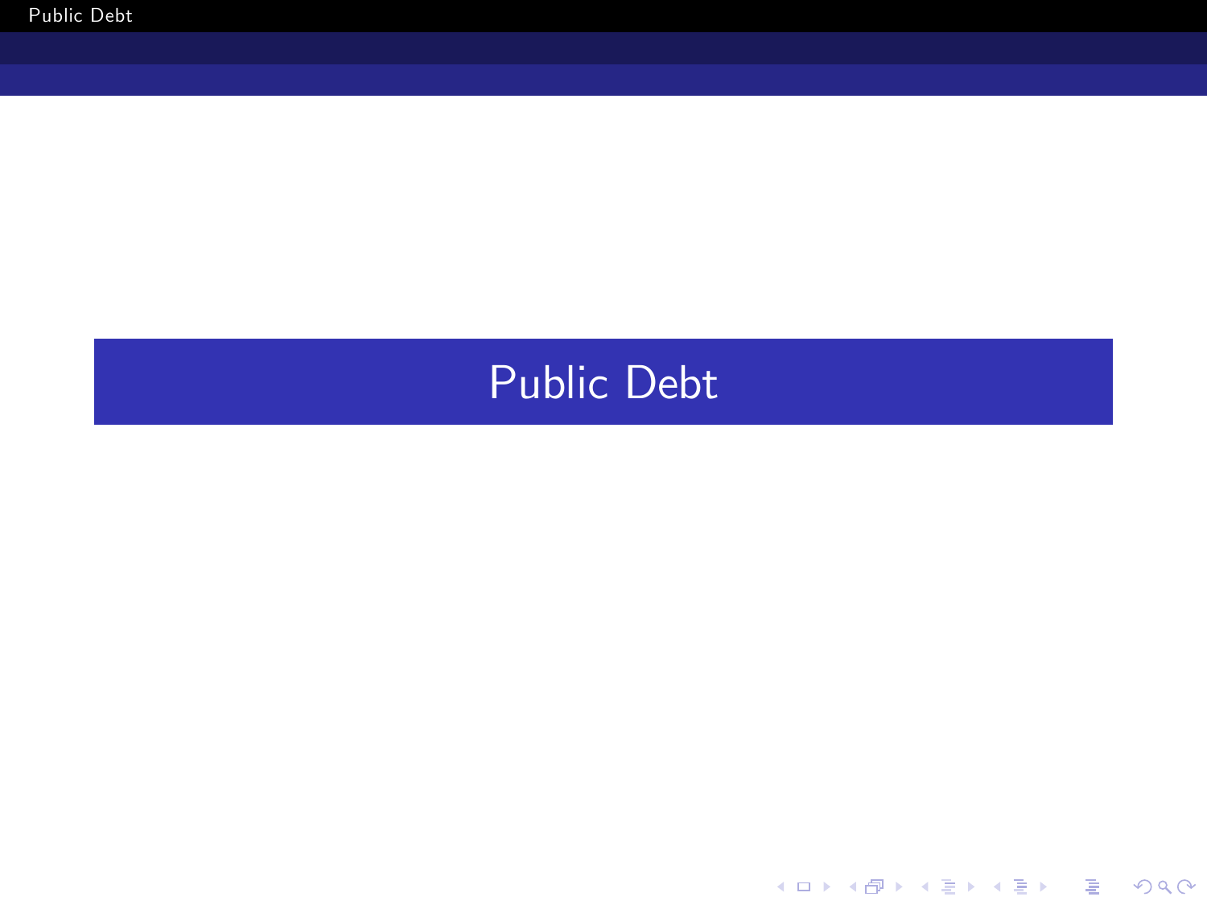# Public Debt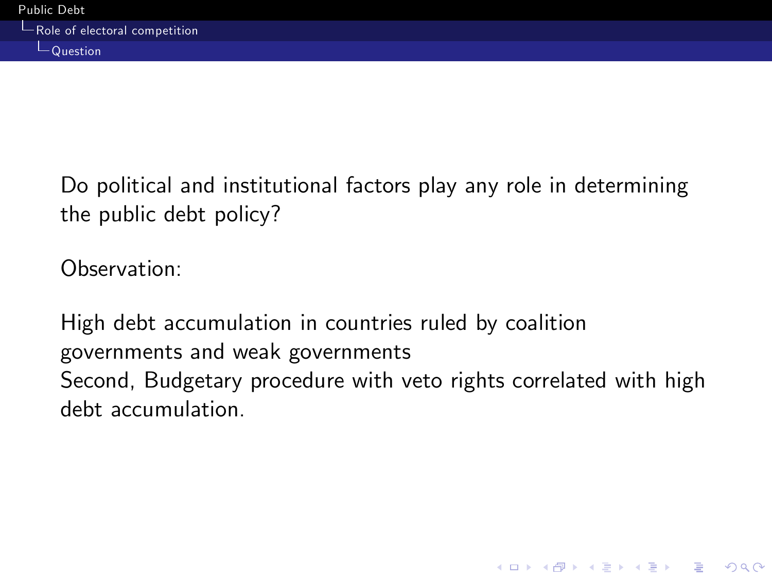Do political and institutional factors play any role in determining the public debt policy?

Observation:

High debt accumulation in countries ruled by coalition governments and weak governments
Second, Budgetary procedure with veto rights correlated with high debt accumulation.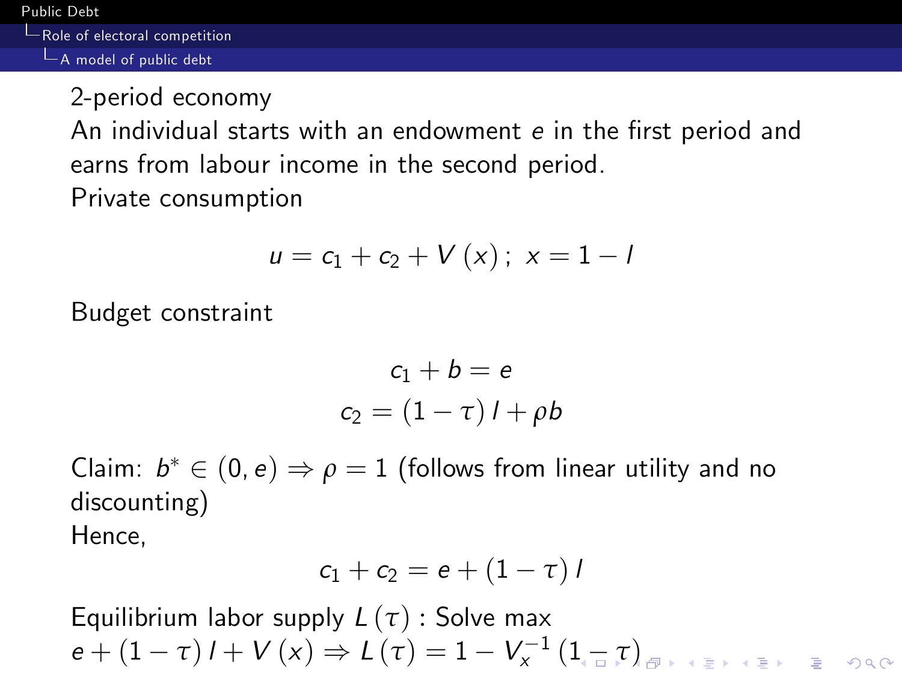2-period economy

An individual starts with an endowment $e$ in the first period and earns from labour income in the second period.

Private consumption

$$u = c_1 + c_2 + V(x); \; x = 1 - l$$

Budget constraint

$$c_1 + b = e$$

$$c_2 = (1 - \tau) l + \rho b$$

Claim: $b^* \in (0, e) \Rightarrow \rho = 1$ (follows from linear utility and no discounting)

Hence,

$$c_1 + c_2 = e + (1 - \tau) l$$

Equilibrium labor supply $L(\tau)$ : Solve max $e + (1 - \tau) l + V(x) \Rightarrow L(\tau) = 1 - V_x^{-1}(1 - \tau)$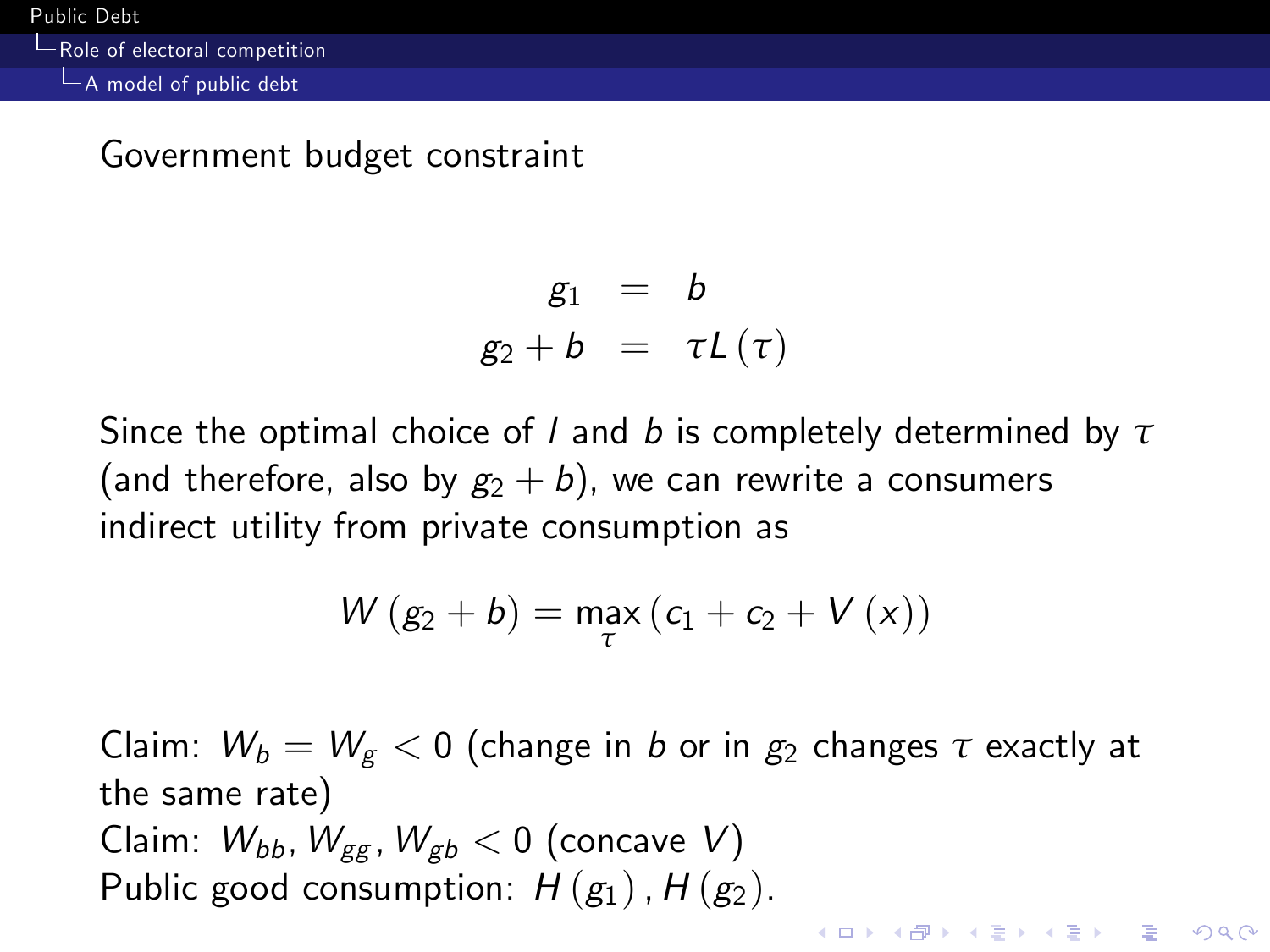Government budget constraint

$$
\begin{aligned}
g_1 &= b \\
g_2 + b &= \tau L(\tau)
\end{aligned}
$$

Since the optimal choice of $l$ and $b$ is completely determined by $\tau$ (and therefore, also by $g_2 + b$), we can rewrite a consumers indirect utility from private consumption as

$$
W(g_2 + b) = \max_{\tau} \left( c_1 + c_2 + V(x) \right)
$$

Claim: $W_b = W_g < 0$ (change in $b$ or in $g_2$ changes $\tau$ exactly at the same rate)
Claim: $W_{bb}, W_{gg}, W_{gb} < 0$ (concave $V$)
Public good consumption: $H(g_1), H(g_2)$.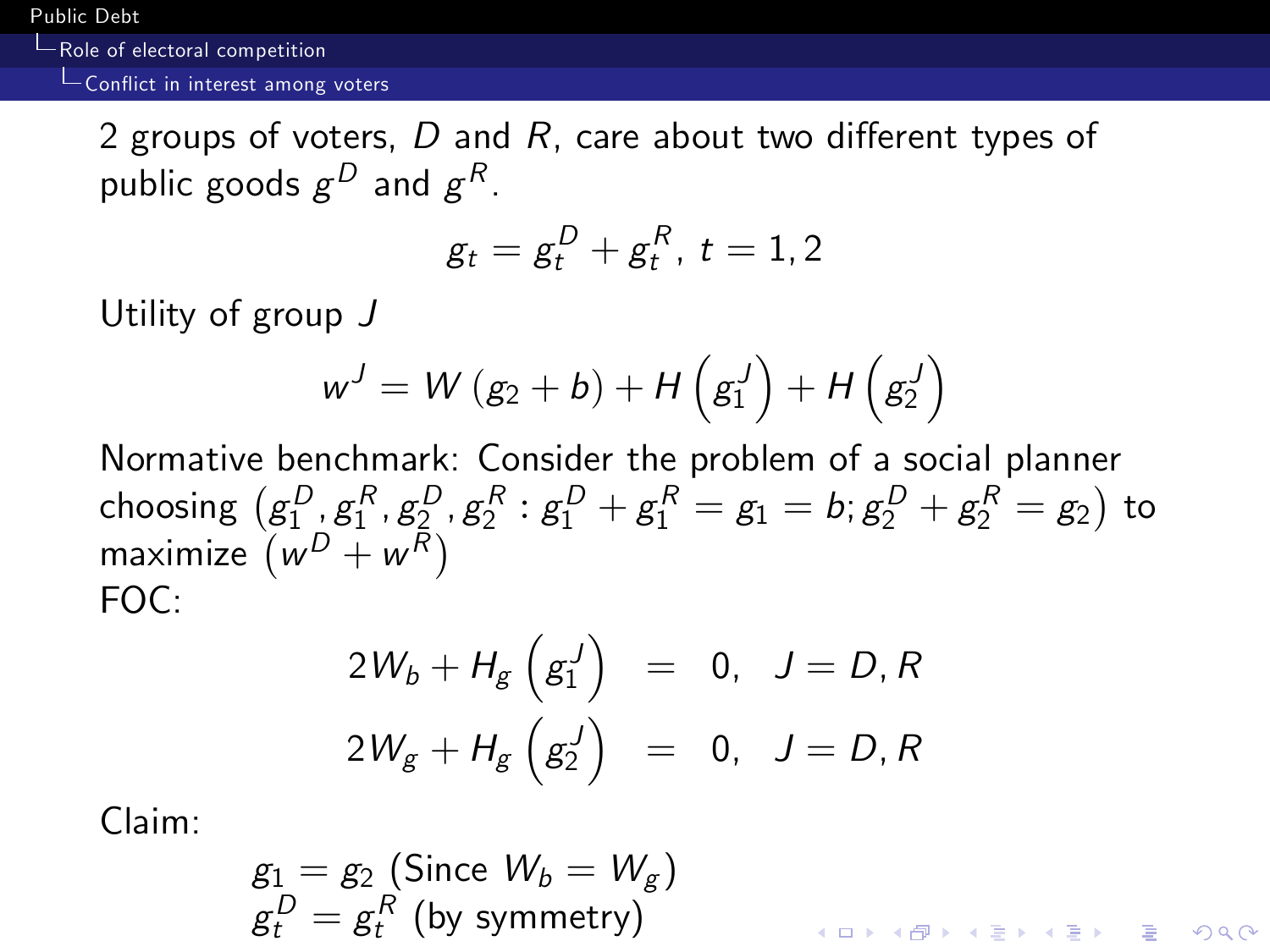2 groups of voters, $D$ and $R$, care about two different types of public goods $g^D$ and $g^R$.

$$g_t = g_t^D + g_t^R, \; t = 1, 2$$

Utility of group $J$

$$w^J = W(g_2 + b) + H\left(g_1^J\right) + H\left(g_2^J\right)$$

Normative benchmark: Consider the problem of a social planner choosing $\left(g_1^D, g_1^R, g_2^D, g_2^R : g_1^D + g_1^R = g_1 = b; g_2^D + g_2^R = g_2\right)$ to maximize $\left(w^D + w^R\right)$

FOC:

$$\begin{aligned} 2W_b + H_g\left(g_1^J\right) &= 0, \quad J = D, R \\ 2W_g + H_g\left(g_2^J\right) &= 0, \quad J = D, R \end{aligned}$$

Claim:

$g_1 = g_2$ (Since $W_b = W_g$)
$g_t^D = g_t^R$ (by symmetry)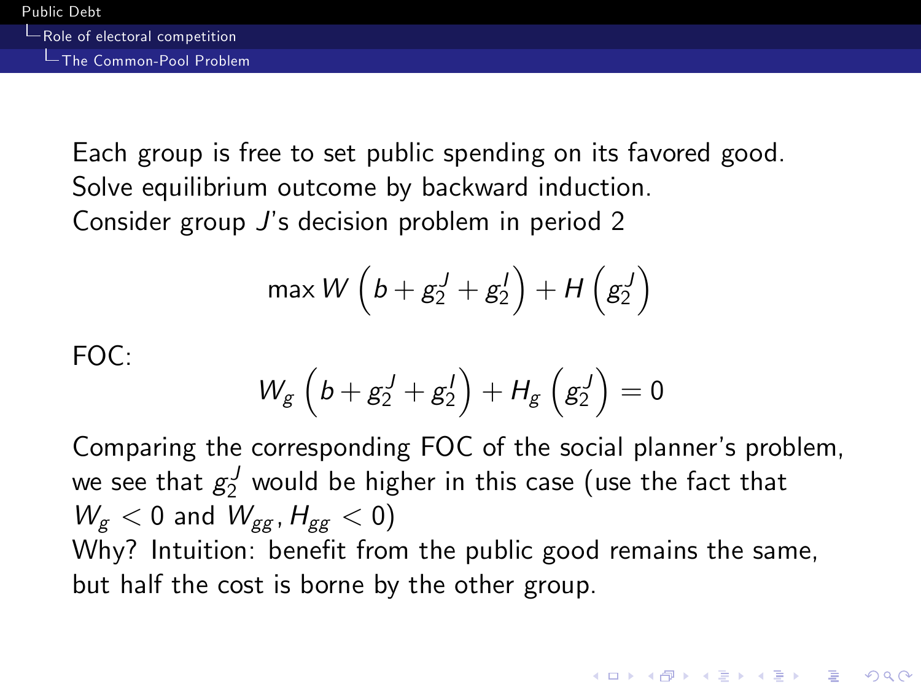Each group is free to set public spending on its favored good.
Solve equilibrium outcome by backward induction.
Consider group $J$'s decision problem in period 2

$$\max W\left(b + g_2^J + g_2^I\right) + H\left(g_2^J\right)$$

FOC:

$$W_g\left(b + g_2^J + g_2^I\right) + H_g\left(g_2^J\right) = 0$$

Comparing the corresponding FOC of the social planner's problem, we see that $g_2^J$ would be higher in this case (use the fact that $W_g < 0$ and $W_{gg}, H_{gg} < 0$)
Why? Intuition: benefit from the public good remains the same, but half the cost is borne by the other group.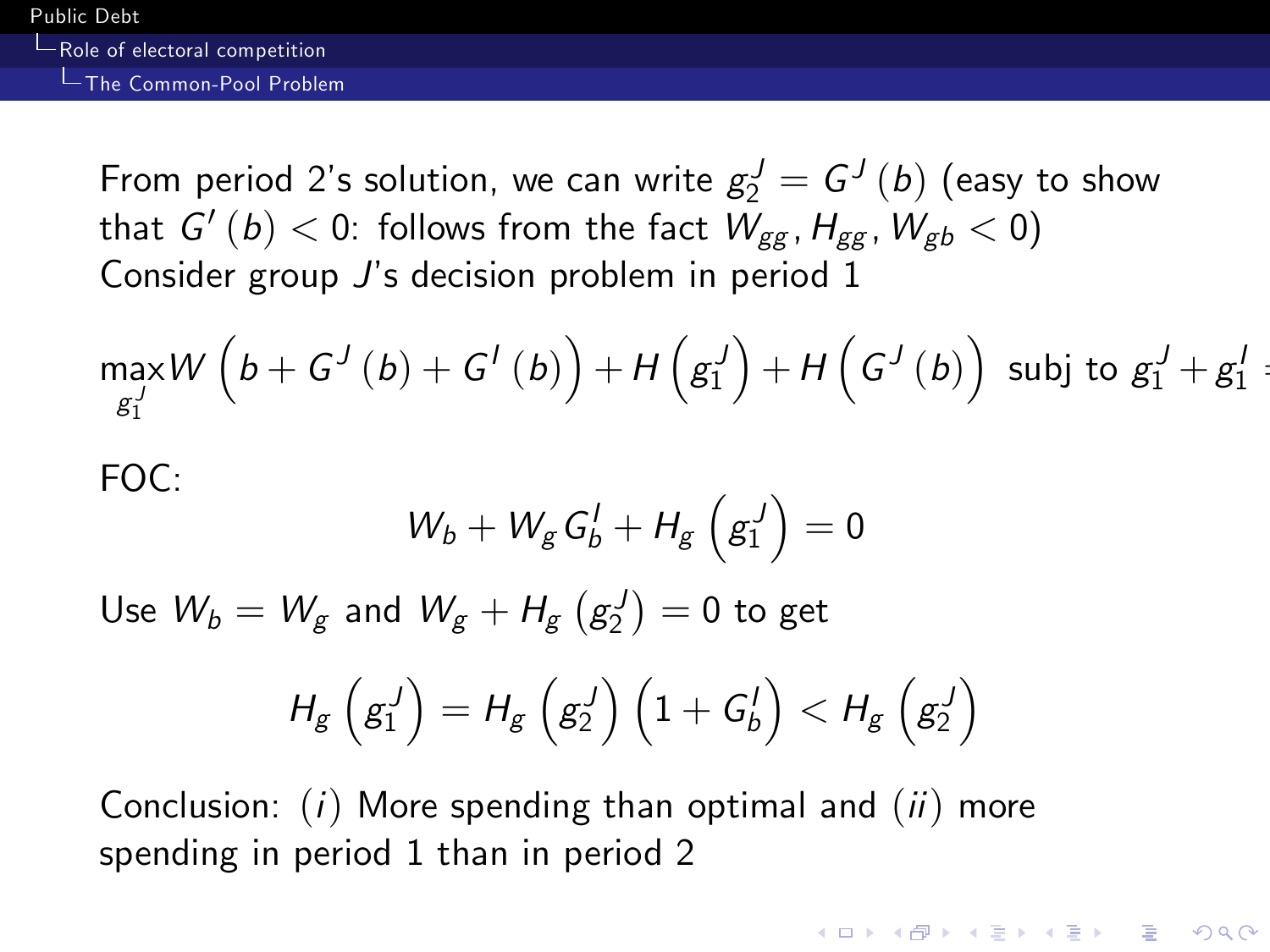From period 2's solution, we can write $g_2^J = G^J(b)$ (easy to show that $G'(b) < 0$: follows from the fact $W_{gg}, H_{gg}, W_{gb} < 0$)
Consider group $J$'s decision problem in period 1

$$\max_{g_1^J} W\left(b + G^J(b) + G^I(b)\right) + H\left(g_1^J\right) + H\left(G^J(b)\right) \text{ subj to } g_1^J + g_1^I =$$

FOC:

$$W_b + W_g G_b^I + H_g\left(g_1^J\right) = 0$$

Use $W_b = W_g$ and $W_g + H_g\left(g_2^J\right) = 0$ to get

$$H_g\left(g_1^J\right) = H_g\left(g_2^J\right)\left(1 + G_b^I\right) < H_g\left(g_2^J\right)$$

Conclusion: $(i)$ More spending than optimal and $(ii)$ more spending in period 1 than in period 2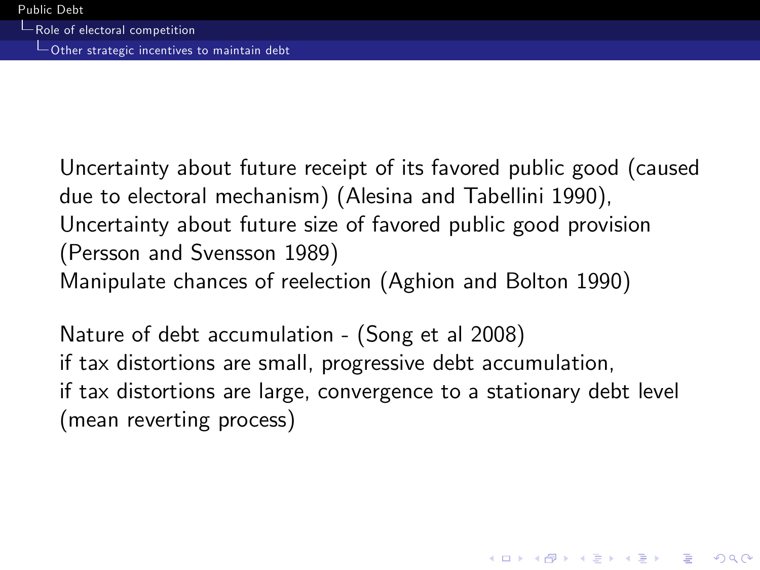Uncertainty about future receipt of its favored public good (caused due to electoral mechanism) (Alesina and Tabellini 1990),
Uncertainty about future size of favored public good provision (Persson and Svensson 1989)
Manipulate chances of reelection (Aghion and Bolton 1990)

Nature of debt accumulation - (Song et al 2008)
if tax distortions are small, progressive debt accumulation,
if tax distortions are large, convergence to a stationary debt level (mean reverting process)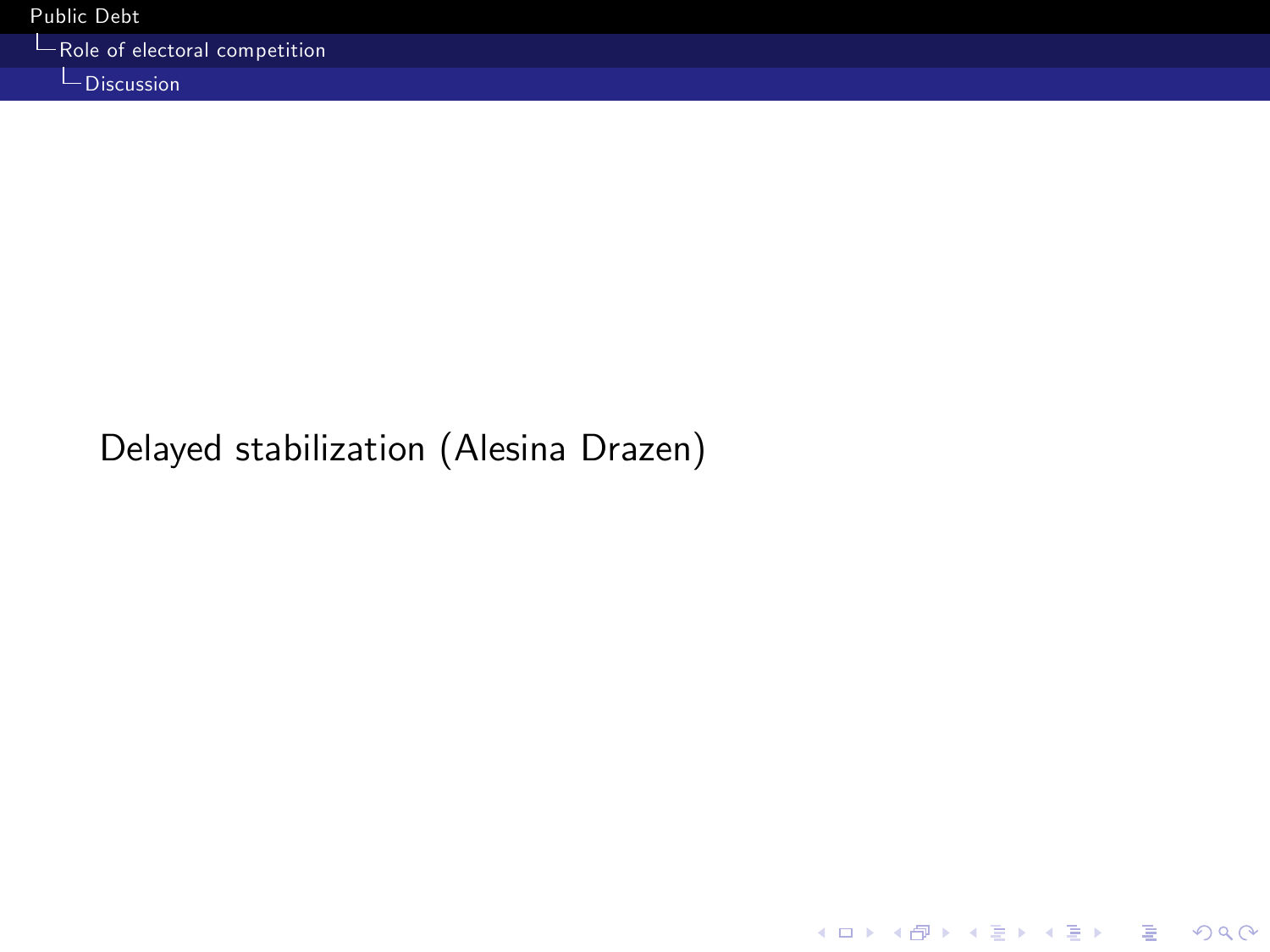Delayed stabilization (Alesina Drazen)